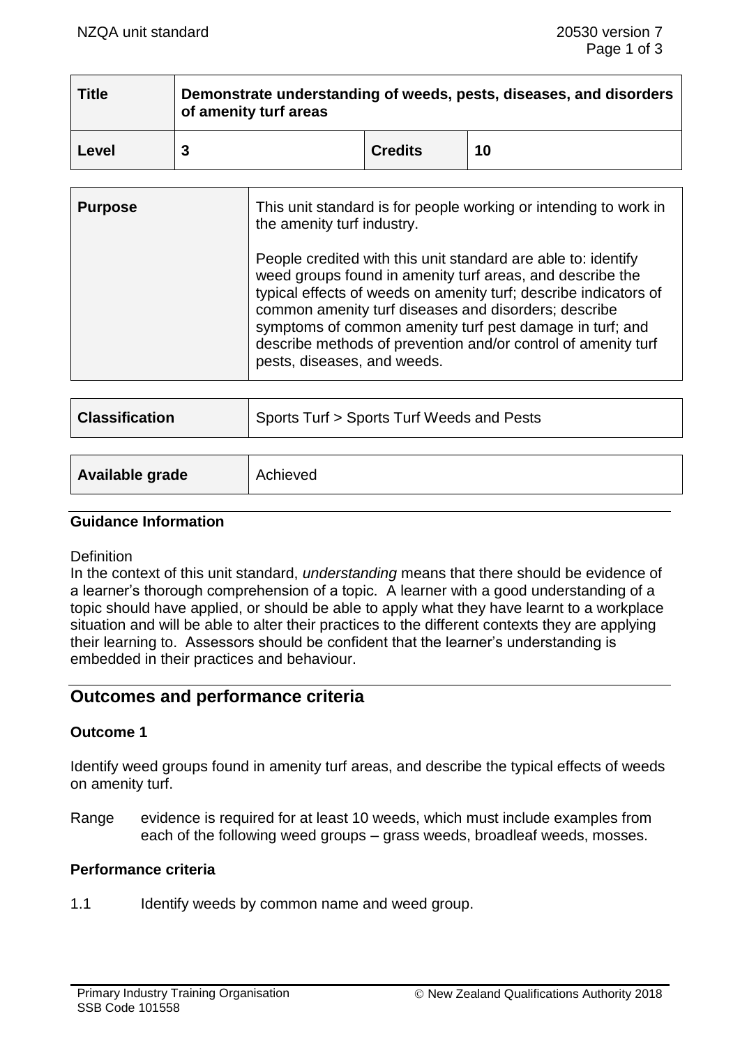| Title | Demonstrate understanding of weeds, pests, diseases, and disorders of amenity turf areas | | |
|---|---|---|---|
| Level | 3 | Credits | 10 |

| Purpose | This unit standard is for people working or intending to work in the amenity turf industry. <br><br> People credited with this unit standard are able to: identify weed groups found in amenity turf areas, and describe the typical effects of weeds on amenity turf; describe indicators of common amenity turf diseases and disorders; describe symptoms of common amenity turf pest damage in turf; and describe methods of prevention and/or control of amenity turf pests, diseases, and weeds. |
|---|---|

| Classification | Sports Turf > Sports Turf Weeds and Pests |
|---|---|

| Available grade | Achieved |
|---|---|

### Guidance Information

Definition

In the context of this unit standard, *understanding* means that there should be evidence of a learner's thorough comprehension of a topic. A learner with a good understanding of a topic should have applied, or should be able to apply what they have learnt to a workplace situation and will be able to alter their practices to the different contexts they are applying their learning to. Assessors should be confident that the learner's understanding is embedded in their practices and behaviour.

## Outcomes and performance criteria

### Outcome 1

Identify weed groups found in amenity turf areas, and describe the typical effects of weeds on amenity turf.

Range evidence is required for at least 10 weeds, which must include examples from each of the following weed groups – grass weeds, broadleaf weeds, mosses.

### Performance criteria

1.1 Identify weeds by common name and weed group.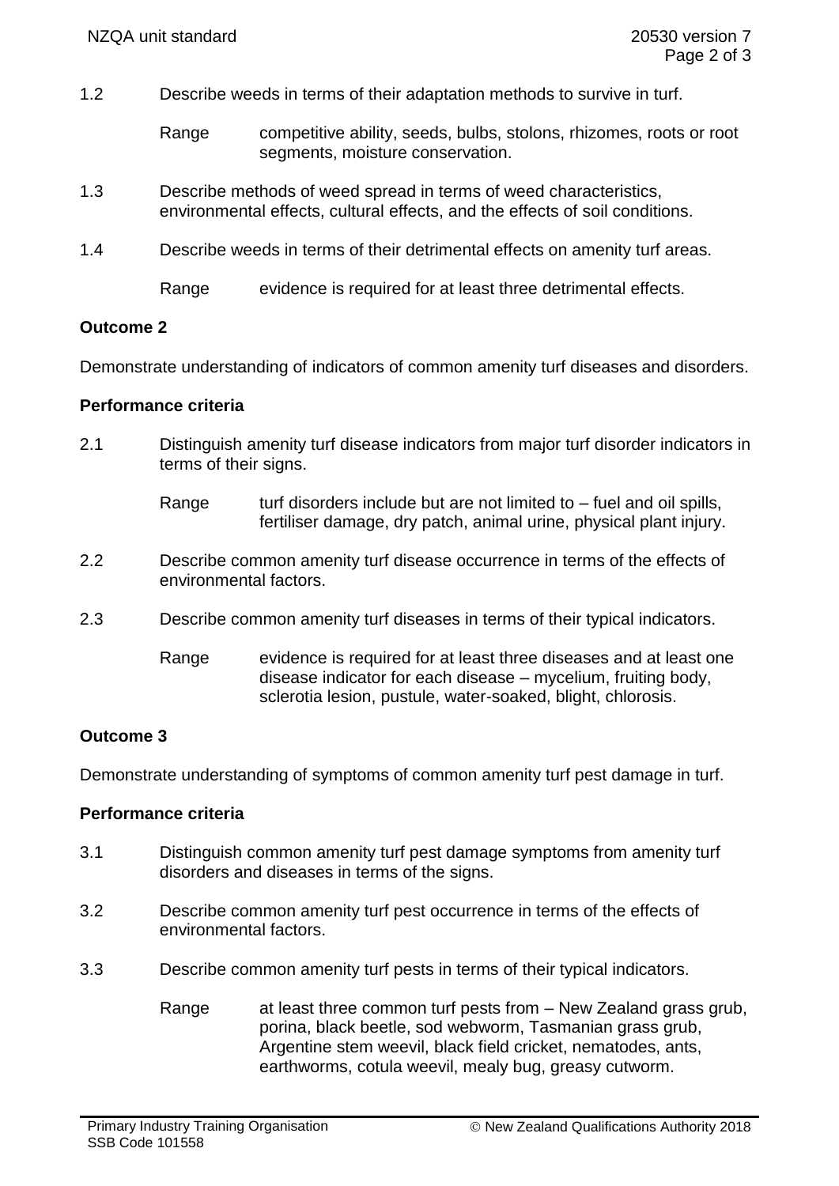1.2 Describe weeds in terms of their adaptation methods to survive in turf.

Range competitive ability, seeds, bulbs, stolons, rhizomes, roots or root segments, moisture conservation.

1.3 Describe methods of weed spread in terms of weed characteristics, environmental effects, cultural effects, and the effects of soil conditions.

1.4 Describe weeds in terms of their detrimental effects on amenity turf areas.

Range evidence is required for at least three detrimental effects.

**Outcome 2**

Demonstrate understanding of indicators of common amenity turf diseases and disorders.

**Performance criteria**

2.1 Distinguish amenity turf disease indicators from major turf disorder indicators in terms of their signs.

Range turf disorders include but are not limited to – fuel and oil spills, fertiliser damage, dry patch, animal urine, physical plant injury.

2.2 Describe common amenity turf disease occurrence in terms of the effects of environmental factors.

2.3 Describe common amenity turf diseases in terms of their typical indicators.

Range evidence is required for at least three diseases and at least one disease indicator for each disease – mycelium, fruiting body, sclerotia lesion, pustule, water-soaked, blight, chlorosis.

**Outcome 3**

Demonstrate understanding of symptoms of common amenity turf pest damage in turf.

**Performance criteria**

3.1 Distinguish common amenity turf pest damage symptoms from amenity turf disorders and diseases in terms of the signs.

3.2 Describe common amenity turf pest occurrence in terms of the effects of environmental factors.

3.3 Describe common amenity turf pests in terms of their typical indicators.

Range at least three common turf pests from – New Zealand grass grub, porina, black beetle, sod webworm, Tasmanian grass grub, Argentine stem weevil, black field cricket, nematodes, ants, earthworms, cotula weevil, mealy bug, greasy cutworm.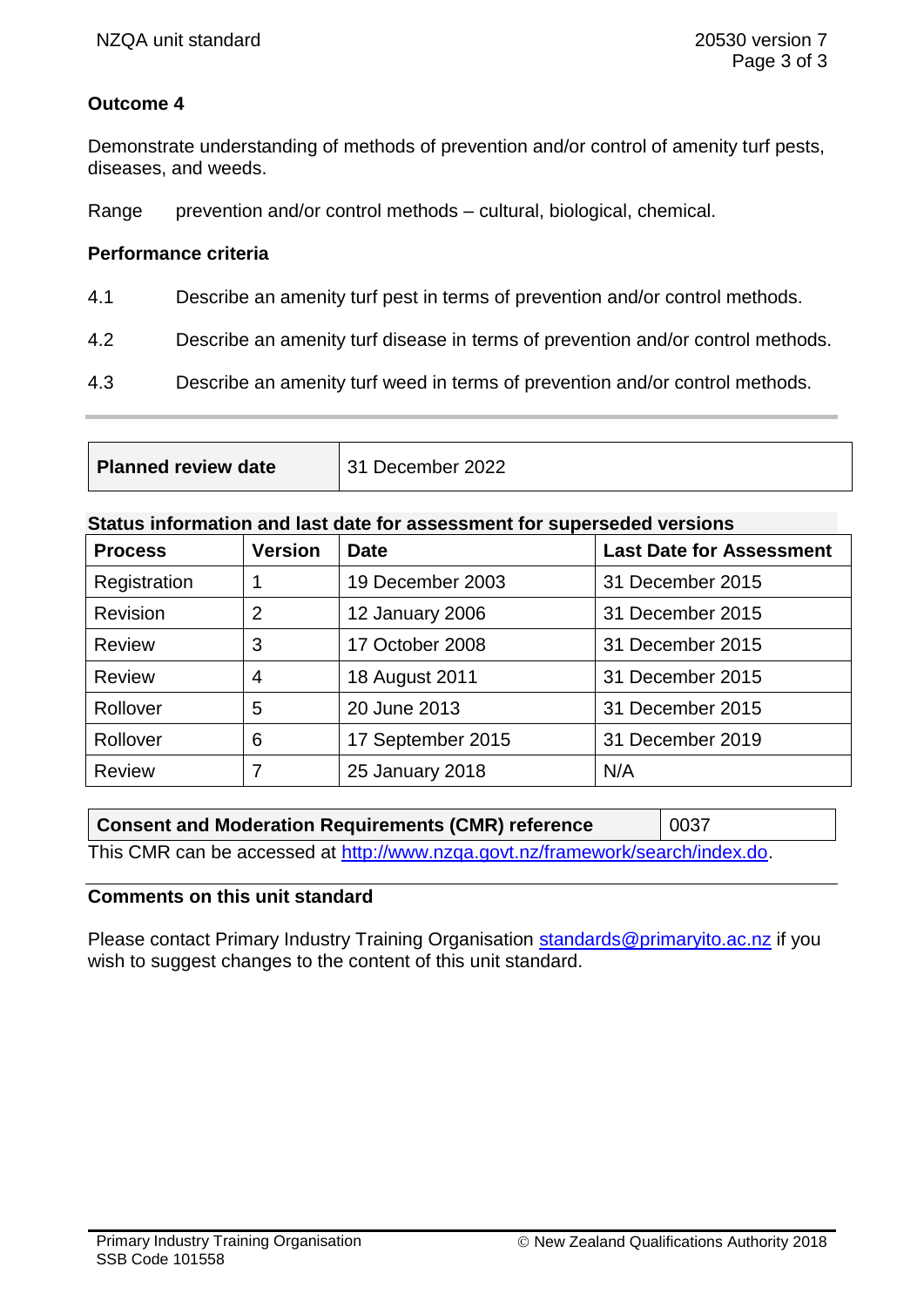**Outcome 4**

Demonstrate understanding of methods of prevention and/or control of amenity turf pests, diseases, and weeds.

Range prevention and/or control methods – cultural, biological, chemical.

**Performance criteria**

4.1 Describe an amenity turf pest in terms of prevention and/or control methods.

4.2 Describe an amenity turf disease in terms of prevention and/or control methods.

4.3 Describe an amenity turf weed in terms of prevention and/or control methods.

| | |
|---|---|
| **Planned review date** | 31 December 2022 |

**Status information and last date for assessment for superseded versions**

| Process | Version | Date | Last Date for Assessment |
|---|---|---|---|
| Registration | 1 | 19 December 2003 | 31 December 2015 |
| Revision | 2 | 12 January 2006 | 31 December 2015 |
| Review | 3 | 17 October 2008 | 31 December 2015 |
| Review | 4 | 18 August 2011 | 31 December 2015 |
| Rollover | 5 | 20 June 2013 | 31 December 2015 |
| Rollover | 6 | 17 September 2015 | 31 December 2019 |
| Review | 7 | 25 January 2018 | N/A |

| | |
|---|---|
| **Consent and Moderation Requirements (CMR) reference** | 0037 |

This CMR can be accessed at http://www.nzqa.govt.nz/framework/search/index.do.

**Comments on this unit standard**

Please contact Primary Industry Training Organisation standards@primaryito.ac.nz if you wish to suggest changes to the content of this unit standard.